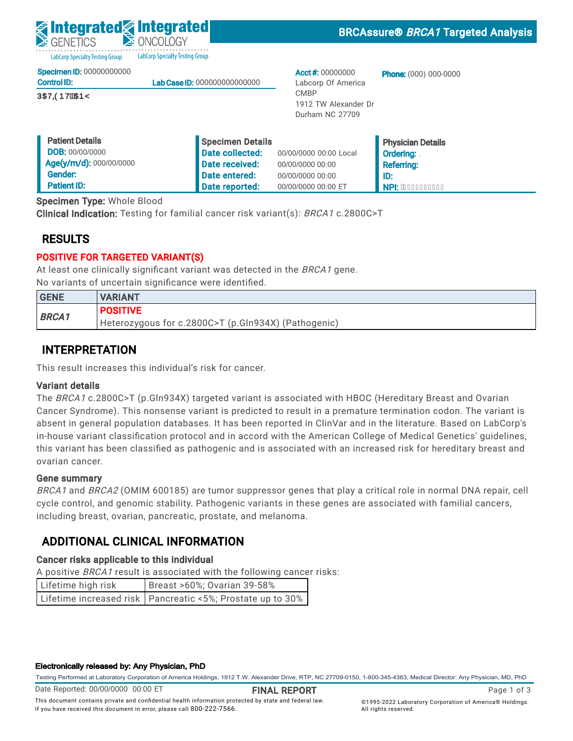# BRCAssure® *BRCA1* Targeted Analysis

Integrated GENETICS — LabCorp Specialty Testing Group
Integrated ONCOLOGY — LabCorp Specialty Testing Group

**Specimen ID:** 00000000000
**Control ID:** 
**Lab Case ID:** 000000000000000

3$7,( 17$1<

**Acct #:** 00000000
Labcorp Of America
CMBP
1912 TW Alexander Dr
Durham NC 27709

**Phone:** (000) 000-0000

| Patient Details | | Specimen Details | | Physician Details |
|---|---|---|---|---|
| **DOB:** 00/00/0000 | | **Date collected:** | 00/00/0000 00:00 Local | **Ordering:** . |
| **Age(y/m/d):** 000/00/0000 | | **Date received:** | 00/00/0000 00:00 | **Referring:** |
| **Gender:** | | **Date entered:** | 00/00/0000 00:00 | **ID:** |
| **Patient ID:** | | **Date reported:** | 00/00/0000 00:00 ET | **NPI:** |

**Specimen Type:** Whole Blood
**Clinical Indication:** Testing for familial cancer risk variant(s): *BRCA1* c.2800C>T

## RESULTS

**POSITIVE FOR TARGETED VARIANT(S)**

At least one clinically significant variant was detected in the *BRCA1* gene.
No variants of uncertain significance were identified.

| GENE | VARIANT |
|---|---|
| ***BRCA1*** | **POSITIVE**<br>Heterozygous for c.2800C>T (p.Gln934X) (Pathogenic) |

## INTERPRETATION

This result increases this individual's risk for cancer.

### Variant details

The *BRCA1* c.2800C>T (p.Gln934X) targeted variant is associated with HBOC (Hereditary Breast and Ovarian Cancer Syndrome). This nonsense variant is predicted to result in a premature termination codon. The variant is absent in general population databases. It has been reported in ClinVar and in the literature. Based on LabCorp's in-house variant classification protocol and in accord with the American College of Medical Genetics' guidelines, this variant has been classified as pathogenic and is associated with an increased risk for hereditary breast and ovarian cancer.

### Gene summary

*BRCA1* and *BRCA2* (OMIM 600185) are tumor suppressor genes that play a critical role in normal DNA repair, cell cycle control, and genomic stability. Pathogenic variants in these genes are associated with familial cancers, including breast, ovarian, pancreatic, prostate, and melanoma.

## ADDITIONAL CLINICAL INFORMATION

### Cancer risks applicable to this individual

A positive *BRCA1* result is associated with the following cancer risks:

| Lifetime high risk | Breast >60%; Ovarian 39-58% |
|---|---|
| Lifetime increased risk | Pancreatic <5%; Prostate up to 30% |

**Electronically released by: Any Physician, PhD**

Testing Performed at Laboratory Corporation of America Holdings, 1912 T.W. Alexander Drive, RTP, NC 27709-0150, 1-800-345-4363, Medical Director: Any Physician, MD, PhD

Date Reported: 00/00/0000 00:00 ET — **FINAL REPORT**

This document contains private and confidential health information protected by state and federal law. If you have received this document in error, please call 800-222-7566.

©1995-2022 Laboratory Corporation of America® Holdings. All rights reserved.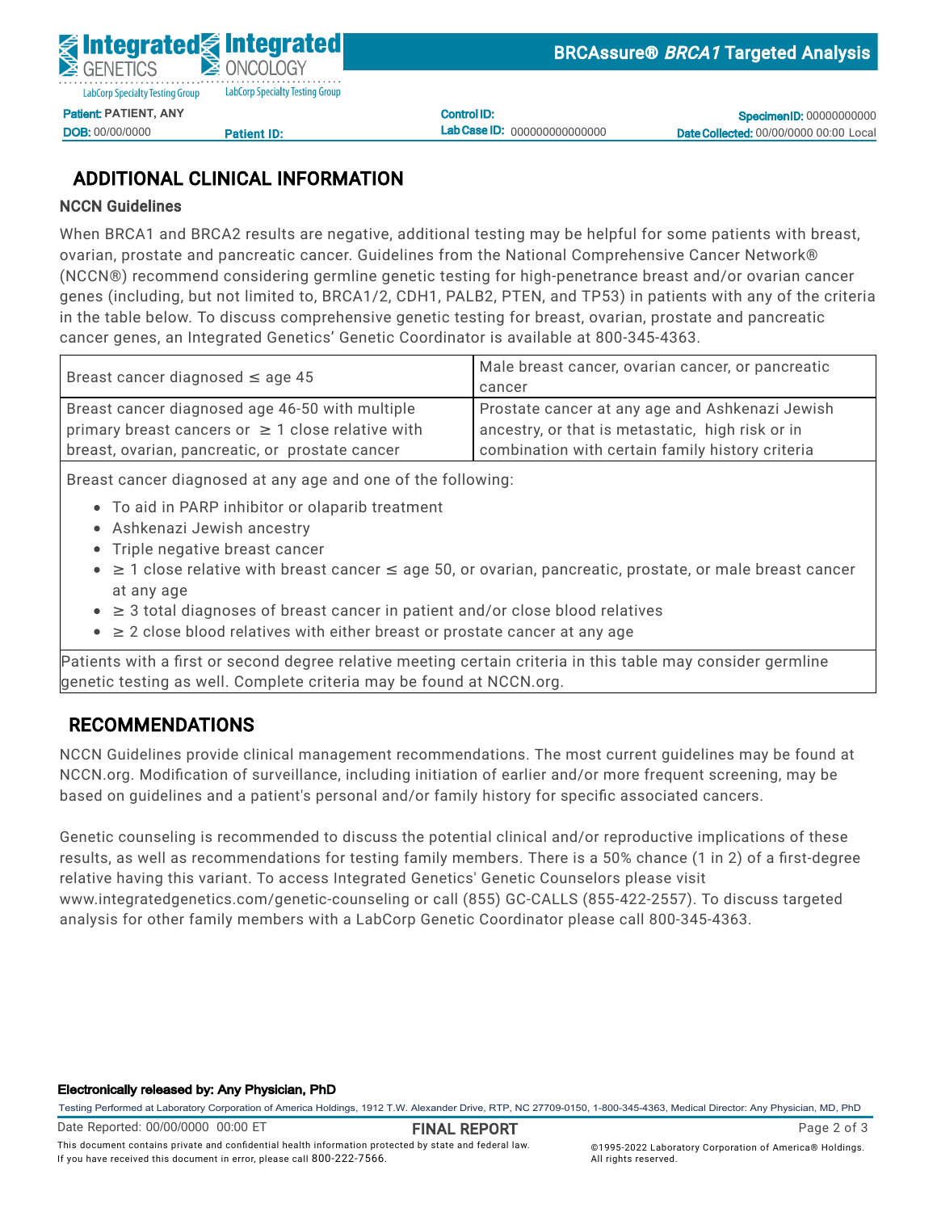## ADDITIONAL CLINICAL INFORMATION

### NCCN Guidelines

When BRCA1 and BRCA2 results are negative, additional testing may be helpful for some patients with breast, ovarian, prostate and pancreatic cancer. Guidelines from the National Comprehensive Cancer Network® (NCCN®) recommend considering germline genetic testing for high-penetrance breast and/or ovarian cancer genes (including, but not limited to, BRCA1/2, CDH1, PALB2, PTEN, and TP53) in patients with any of the criteria in the table below. To discuss comprehensive genetic testing for breast, ovarian, prostate and pancreatic cancer genes, an Integrated Genetics' Genetic Coordinator is available at 800-345-4363.

| Breast cancer diagnosed ≤ age 45 | Male breast cancer, ovarian cancer, or pancreatic cancer |
|---|---|
| Breast cancer diagnosed age 46-50 with multiple primary breast cancers or ≥ 1 close relative with breast, ovarian, pancreatic, or prostate cancer | Prostate cancer at any age and Ashkenazi Jewish ancestry, or that is metastatic, high risk or in combination with certain family history criteria |

Breast cancer diagnosed at any age and one of the following:

- To aid in PARP inhibitor or olaparib treatment
- Ashkenazi Jewish ancestry
- Triple negative breast cancer
- ≥ 1 close relative with breast cancer ≤ age 50, or ovarian, pancreatic, prostate, or male breast cancer at any age
- ≥ 3 total diagnoses of breast cancer in patient and/or close blood relatives
- ≥ 2 close blood relatives with either breast or prostate cancer at any age

Patients with a first or second degree relative meeting certain criteria in this table may consider germline genetic testing as well. Complete criteria may be found at NCCN.org.

## RECOMMENDATIONS

NCCN Guidelines provide clinical management recommendations. The most current guidelines may be found at NCCN.org. Modification of surveillance, including initiation of earlier and/or more frequent screening, may be based on guidelines and a patient's personal and/or family history for specific associated cancers.

Genetic counseling is recommended to discuss the potential clinical and/or reproductive implications of these results, as well as recommendations for testing family members. There is a 50% chance (1 in 2) of a first-degree relative having this variant. To access Integrated Genetics' Genetic Counselors please visit www.integratedgenetics.com/genetic-counseling or call (855) GC-CALLS (855-422-2557). To discuss targeted analysis for other family members with a LabCorp Genetic Coordinator please call 800-345-4363.

**Electronically released by: Any Physician, PhD**

Testing Performed at Laboratory Corporation of America Holdings, 1912 T.W. Alexander Drive, RTP, NC 27709-0150, 1-800-345-4363, Medical Director: Any Physician, MD, PhD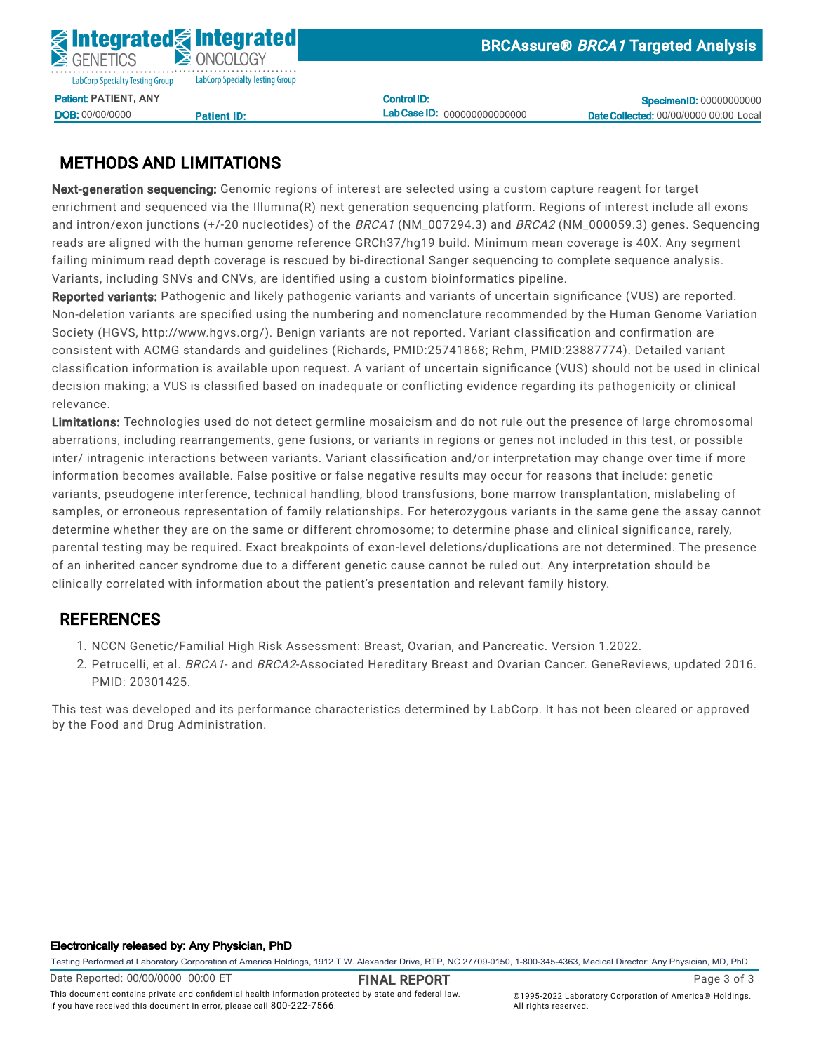## METHODS AND LIMITATIONS

**Next-generation sequencing:** Genomic regions of interest are selected using a custom capture reagent for target enrichment and sequenced via the Illumina(R) next generation sequencing platform. Regions of interest include all exons and intron/exon junctions (+/-20 nucleotides) of the *BRCA1* (NM_007294.3) and *BRCA2* (NM_000059.3) genes. Sequencing reads are aligned with the human genome reference GRCh37/hg19 build. Minimum mean coverage is 40X. Any segment failing minimum read depth coverage is rescued by bi-directional Sanger sequencing to complete sequence analysis. Variants, including SNVs and CNVs, are identified using a custom bioinformatics pipeline.

**Reported variants:** Pathogenic and likely pathogenic variants and variants of uncertain significance (VUS) are reported. Non-deletion variants are specified using the numbering and nomenclature recommended by the Human Genome Variation Society (HGVS, http://www.hgvs.org/). Benign variants are not reported. Variant classification and confirmation are consistent with ACMG standards and guidelines (Richards, PMID:25741868; Rehm, PMID:23887774). Detailed variant classification information is available upon request. A variant of uncertain significance (VUS) should not be used in clinical decision making; a VUS is classified based on inadequate or conflicting evidence regarding its pathogenicity or clinical relevance.

**Limitations:** Technologies used do not detect germline mosaicism and do not rule out the presence of large chromosomal aberrations, including rearrangements, gene fusions, or variants in regions or genes not included in this test, or possible inter/ intragenic interactions between variants. Variant classification and/or interpretation may change over time if more information becomes available. False positive or false negative results may occur for reasons that include: genetic variants, pseudogene interference, technical handling, blood transfusions, bone marrow transplantation, mislabeling of samples, or erroneous representation of family relationships. For heterozygous variants in the same gene the assay cannot determine whether they are on the same or different chromosome; to determine phase and clinical significance, rarely, parental testing may be required. Exact breakpoints of exon-level deletions/duplications are not determined. The presence of an inherited cancer syndrome due to a different genetic cause cannot be ruled out. Any interpretation should be clinically correlated with information about the patient's presentation and relevant family history.

## REFERENCES

1. NCCN Genetic/Familial High Risk Assessment: Breast, Ovarian, and Pancreatic. Version 1.2022.
2. Petrucelli, et al. *BRCA1*- and *BRCA2*-Associated Hereditary Breast and Ovarian Cancer. GeneReviews, updated 2016. PMID: 20301425.

This test was developed and its performance characteristics determined by LabCorp. It has not been cleared or approved by the Food and Drug Administration.

**Electronically released by: Any Physician, PhD**

Testing Performed at Laboratory Corporation of America Holdings, 1912 T.W. Alexander Drive, RTP, NC 27709-0150, 1-800-345-4363, Medical Director: Any Physician, MD, PhD

Date Reported: 00/00/0000 00:00 ET

**FINAL REPORT**

This document contains private and confidential health information protected by state and federal law. If you have received this document in error, please call 800-222-7566.

©1995-2022 Laboratory Corporation of America® Holdings. All rights reserved.